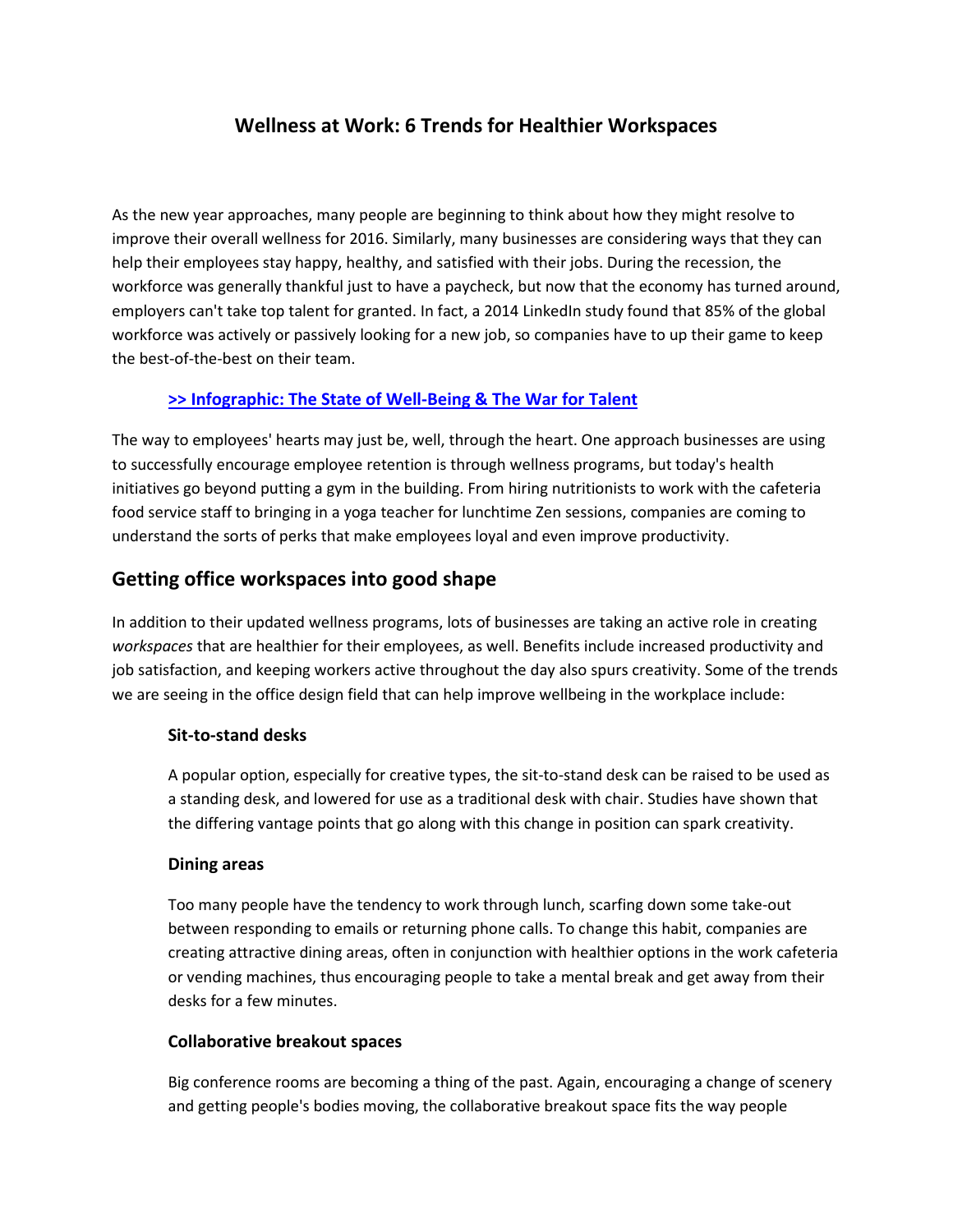# Wellness at Work: 6 Trends for Healthier Workspaces

As the new year approaches, many people are beginning to think about how they might resolve to improve their overall wellness for 2016. Similarly, many businesses are considering ways that they can help their employees stay happy, healthy, and satisfied with their jobs. During the recession, the workforce was generally thankful just to have a paycheck, but now that the economy has turned around, employers can't take top talent for granted. In fact, a 2014 LinkedIn study found that 85% of the global workforce was actively or passively looking for a new job, so companies have to up their game to keep the best-of-the-best on their team.

**>> Infographic: The State of Well-Being & The War for Talent**

The way to employees' hearts may just be, well, through the heart. One approach businesses are using to successfully encourage employee retention is through wellness programs, but today's health initiatives go beyond putting a gym in the building. From hiring nutritionists to work with the cafeteria food service staff to bringing in a yoga teacher for lunchtime Zen sessions, companies are coming to understand the sorts of perks that make employees loyal and even improve productivity.

## Getting office workspaces into good shape

In addition to their updated wellness programs, lots of businesses are taking an active role in creating *workspaces* that are healthier for their employees, as well. Benefits include increased productivity and job satisfaction, and keeping workers active throughout the day also spurs creativity. Some of the trends we are seeing in the office design field that can help improve wellbeing in the workplace include:

### Sit-to-stand desks

A popular option, especially for creative types, the sit-to-stand desk can be raised to be used as a standing desk, and lowered for use as a traditional desk with chair. Studies have shown that the differing vantage points that go along with this change in position can spark creativity.

### Dining areas

Too many people have the tendency to work through lunch, scarfing down some take-out between responding to emails or returning phone calls. To change this habit, companies are creating attractive dining areas, often in conjunction with healthier options in the work cafeteria or vending machines, thus encouraging people to take a mental break and get away from their desks for a few minutes.

### Collaborative breakout spaces

Big conference rooms are becoming a thing of the past. Again, encouraging a change of scenery and getting people's bodies moving, the collaborative breakout space fits the way people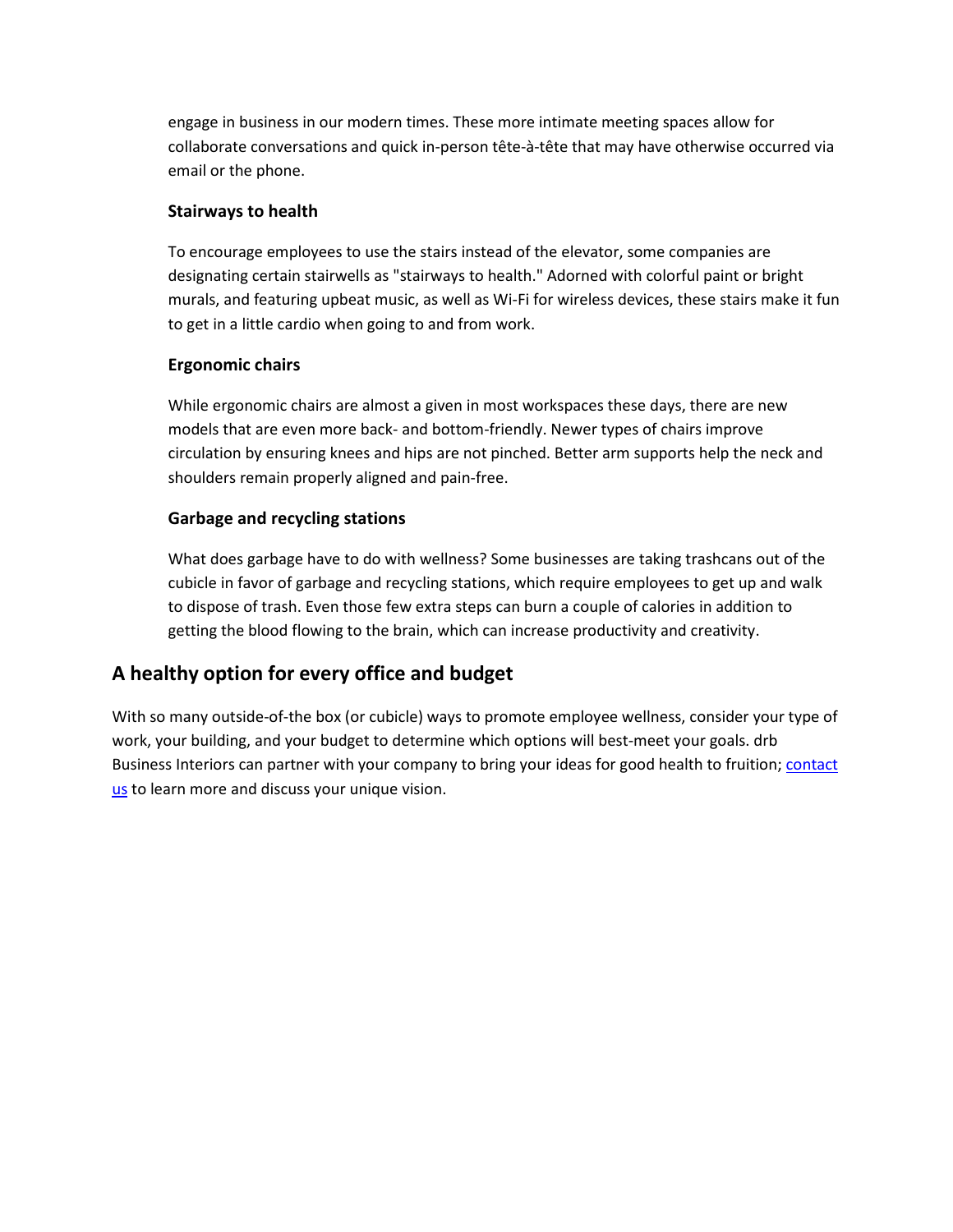engage in business in our modern times. These more intimate meeting spaces allow for collaborate conversations and quick in-person tête-à-tête that may have otherwise occurred via email or the phone.

### Stairways to health

To encourage employees to use the stairs instead of the elevator, some companies are designating certain stairwells as "stairways to health." Adorned with colorful paint or bright murals, and featuring upbeat music, as well as Wi-Fi for wireless devices, these stairs make it fun to get in a little cardio when going to and from work.

### Ergonomic chairs

While ergonomic chairs are almost a given in most workspaces these days, there are new models that are even more back- and bottom-friendly. Newer types of chairs improve circulation by ensuring knees and hips are not pinched. Better arm supports help the neck and shoulders remain properly aligned and pain-free.

### Garbage and recycling stations

What does garbage have to do with wellness? Some businesses are taking trashcans out of the cubicle in favor of garbage and recycling stations, which require employees to get up and walk to dispose of trash. Even those few extra steps can burn a couple of calories in addition to getting the blood flowing to the brain, which can increase productivity and creativity.

## A healthy option for every office and budget

With so many outside-of-the box (or cubicle) ways to promote employee wellness, consider your type of work, your building, and your budget to determine which options will best-meet your goals. drb Business Interiors can partner with your company to bring your ideas for good health to fruition; contact us to learn more and discuss your unique vision.